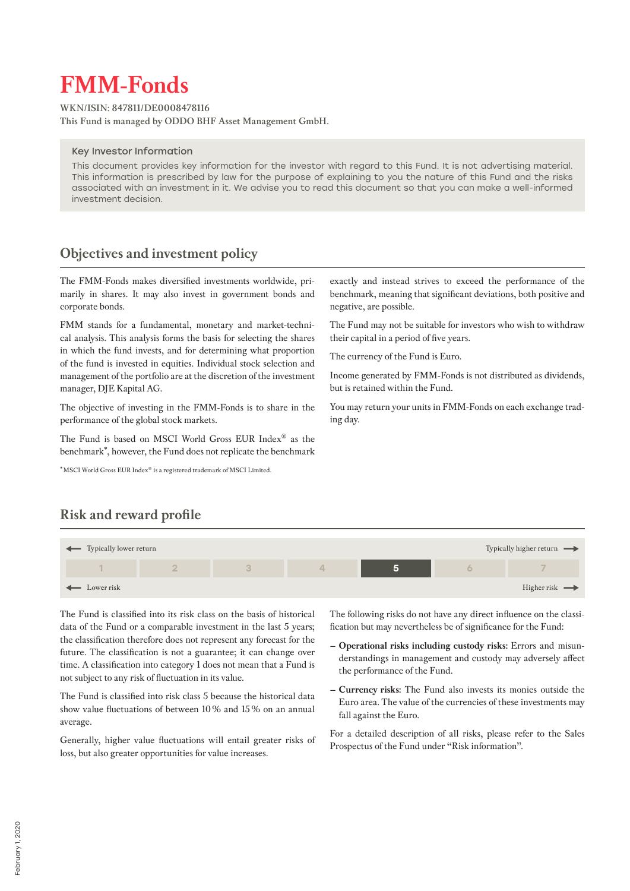# FMM-Fonds

WKN/ISIN: 847811/DE0008478116
This Fund is managed by ODDO BHF Asset Management GmbH.

**Key Investor Information**

This document provides key information for the investor with regard to this Fund. It is not advertising material. This information is prescribed by law for the purpose of explaining to you the nature of this Fund and the risks associated with an investment in it. We advise you to read this document so that you can make a well-informed investment decision.

## Objectives and investment policy

The FMM-Fonds makes diversified investments worldwide, primarily in shares. It may also invest in government bonds and corporate bonds.

FMM stands for a fundamental, monetary and market-technical analysis. This analysis forms the basis for selecting the shares in which the fund invests, and for determining what proportion of the fund is invested in equities. Individual stock selection and management of the portfolio are at the discretion of the investment manager, DJE Kapital AG.

The objective of investing in the FMM-Fonds is to share in the performance of the global stock markets.

The Fund is based on MSCI World Gross EUR Index® as the benchmark*, however, the Fund does not replicate the benchmark exactly and instead strives to exceed the performance of the benchmark, meaning that significant deviations, both positive and negative, are possible.

The Fund may not be suitable for investors who wish to withdraw their capital in a period of five years.

The currency of the Fund is Euro.

Income generated by FMM-Fonds is not distributed as dividends, but is retained within the Fund.

You may return your units in FMM-Fonds on each exchange trading day.

*MSCI World Gross EUR Index® is a registered trademark of MSCI Limited.

## Risk and reward profile

| ← Typically lower return | | | | | | Typically higher return → |
|---|---|---|---|---|---|---|
| 1 | 2 | 3 | 4 | **5** | 6 | 7 |
| ← Lower risk | | | | | | Higher risk → |

The Fund is classified into its risk class on the basis of historical data of the Fund or a comparable investment in the last 5 years; the classification therefore does not represent any forecast for the future. The classification is not a guarantee; it can change over time. A classification into category 1 does not mean that a Fund is not subject to any risk of fluctuation in its value.

The Fund is classified into risk class 5 because the historical data show value fluctuations of between 10 % and 15 % on an annual average.

Generally, higher value fluctuations will entail greater risks of loss, but also greater opportunities for value increases.

The following risks do not have any direct influence on the classification but may nevertheless be of significance for the Fund:

- **Operational risks including custody risks:** Errors and misunderstandings in management and custody may adversely affect the performance of the Fund.
- **Currency risks:** The Fund also invests its monies outside the Euro area. The value of the currencies of these investments may fall against the Euro.

For a detailed description of all risks, please refer to the Sales Prospectus of the Fund under “Risk information”.

February 1, 2020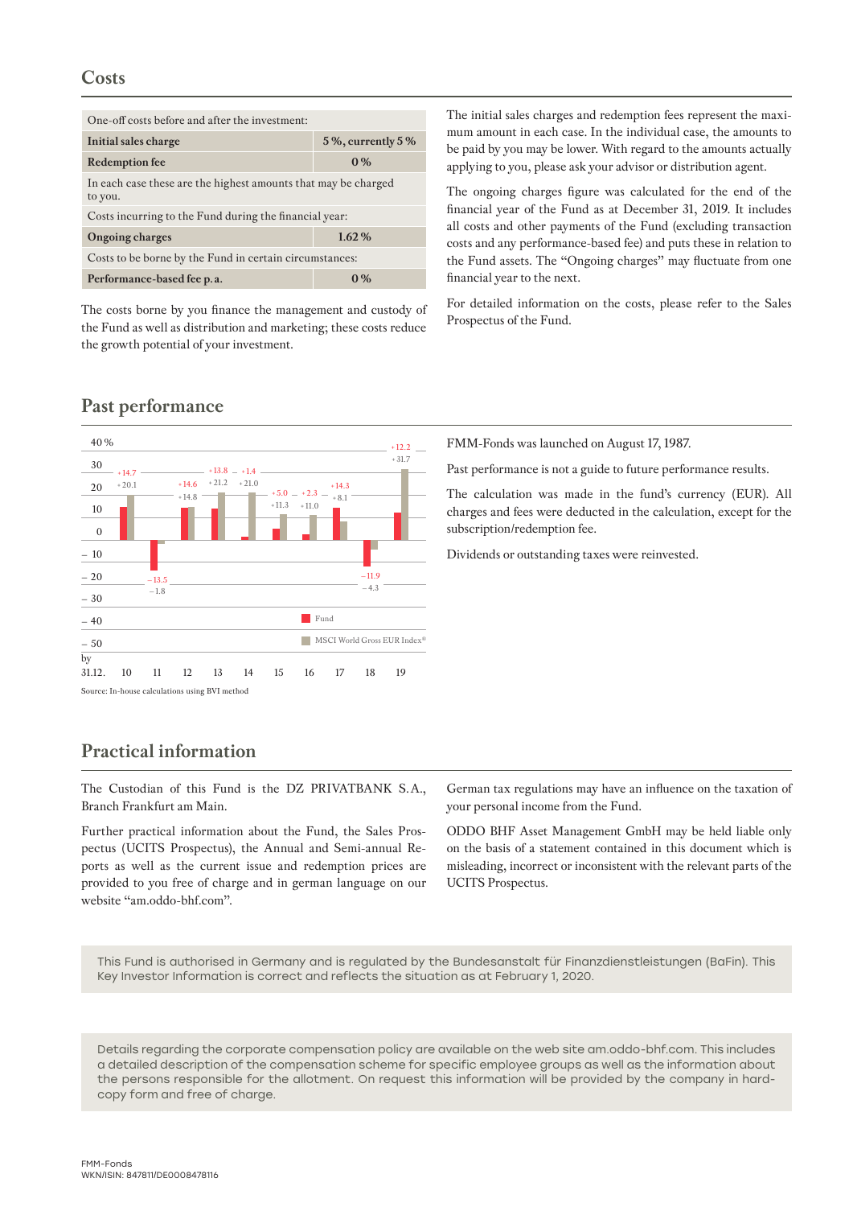## Costs

| | |
|---|---|
| One-off costs before and after the investment: | |
| **Initial sales charge** | 5 %, currently 5 % |
| **Redemption fee** | 0 % |
| In each case these are the highest amounts that may be charged to you. | |
| Costs incurring to the Fund during the financial year: | |
| **Ongoing charges** | 1.62 % |
| Costs to be borne by the Fund in certain circumstances: | |
| **Performance-based fee p. a.** | 0 % |

The costs borne by you finance the management and custody of the Fund as well as distribution and marketing; these costs reduce the growth potential of your investment.

The initial sales charges and redemption fees represent the maximum amount in each case. In the individual case, the amounts to be paid by you may be lower. With regard to the amounts actually applying to you, please ask your advisor or distribution agent.

The ongoing charges figure was calculated for the end of the financial year of the Fund as at December 31, 2019. It includes all costs and other payments of the Fund (excluding transaction costs and any performance-based fee) and puts these in relation to the Fund assets. The "Ongoing charges" may fluctuate from one financial year to the next.

For detailed information on the costs, please refer to the Sales Prospectus of the Fund.

## Past performance

40 %
30
20
10
0
− 10
− 20
− 30
− 40
− 50

+14.7 +20.1
−13.5 −1.8
+14.6 +14.8
+13.8 +21.2
+1.4 +21.0
+5.0 +11.3
+2.3 +11.0
+14.3 +8.1
−11.9 −4.3
+12.2 +31.7

Fund
MSCI World Gross EUR Index®

by 31.12. 10 11 12 13 14 15 16 17 18 19

Source: In-house calculations using BVI method

FMM-Fonds was launched on August 17, 1987.

Past performance is not a guide to future performance results.

The calculation was made in the fund's currency (EUR). All charges and fees were deducted in the calculation, except for the subscription/redemption fee.

Dividends or outstanding taxes were reinvested.

## Practical information

The Custodian of this Fund is the DZ PRIVATBANK S.A., Branch Frankfurt am Main.

Further practical information about the Fund, the Sales Prospectus (UCITS Prospectus), the Annual and Semi-annual Reports as well as the current issue and redemption prices are provided to you free of charge and in german language on our website "am.oddo-bhf.com".

German tax regulations may have an influence on the taxation of your personal income from the Fund.

ODDO BHF Asset Management GmbH may be held liable only on the basis of a statement contained in this document which is misleading, incorrect or inconsistent with the relevant parts of the UCITS Prospectus.

This Fund is authorised in Germany and is regulated by the Bundesanstalt für Finanzdienstleistungen (BaFin). This Key Investor Information is correct and reflects the situation as at February 1, 2020.

Details regarding the corporate compensation policy are available on the web site am.oddo-bhf.com. This includes a detailed description of the compensation scheme for specific employee groups as well as the information about the persons responsible for the allotment. On request this information will be provided by the company in hard-copy form and free of charge.

FMM-Fonds
WKN/ISIN: 847811/DE0008478116